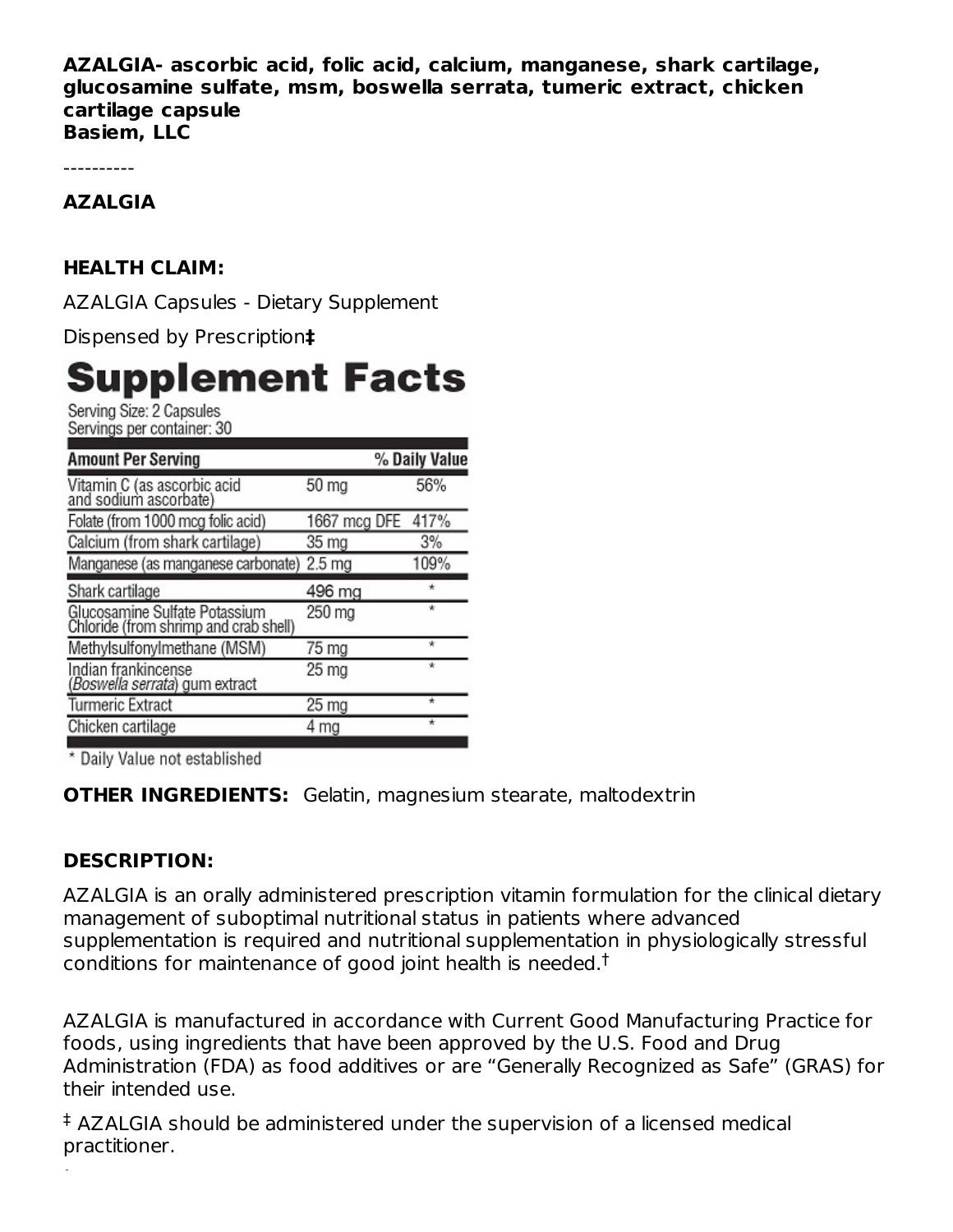**AZALGIA- ascorbic acid, folic acid, calcium, manganese, shark cartilage, glucosamine sulfate, msm, boswella serrata, tumeric extract, chicken cartilage capsule**
**Basiem, LLC**

----------

**AZALGIA**

**HEALTH CLAIM:**

AZALGIA Capsules - Dietary Supplement

Dispensed by Prescription‡

# Supplement Facts

Serving Size: 2 Capsules
Servings per container: 30

| Amount Per Serving | | % Daily Value |
|---|---|---|
| Vitamin C (as ascorbic acid and sodium ascorbate) | 50 mg | 56% |
| Folate (from 1000 mcg folic acid) | 1667 mcg DFE | 417% |
| Calcium (from shark cartilage) | 35 mg | 3% |
| Manganese (as manganese carbonate) | 2.5 mg | 109% |
| Shark cartilage | 496 mg | * |
| Glucosamine Sulfate Potassium Chloride (from shrimp and crab shell) | 250 mg | * |
| Methylsulfonylmethane (MSM) | 75 mg | * |
| Indian frankincense (*Boswella serrata*) gum extract | 25 mg | * |
| Turmeric Extract | 25 mg | * |
| Chicken cartilage | 4 mg | * |

* Daily Value not established

**OTHER INGREDIENTS:** Gelatin, magnesium stearate, maltodextrin

**DESCRIPTION:**

AZALGIA is an orally administered prescription vitamin formulation for the clinical dietary management of suboptimal nutritional status in patients where advanced supplementation is required and nutritional supplementation in physiologically stressful conditions for maintenance of good joint health is needed.†

AZALGIA is manufactured in accordance with Current Good Manufacturing Practice for foods, using ingredients that have been approved by the U.S. Food and Drug Administration (FDA) as food additives or are "Generally Recognized as Safe" (GRAS) for their intended use.

‡ AZALGIA should be administered under the supervision of a licensed medical practitioner.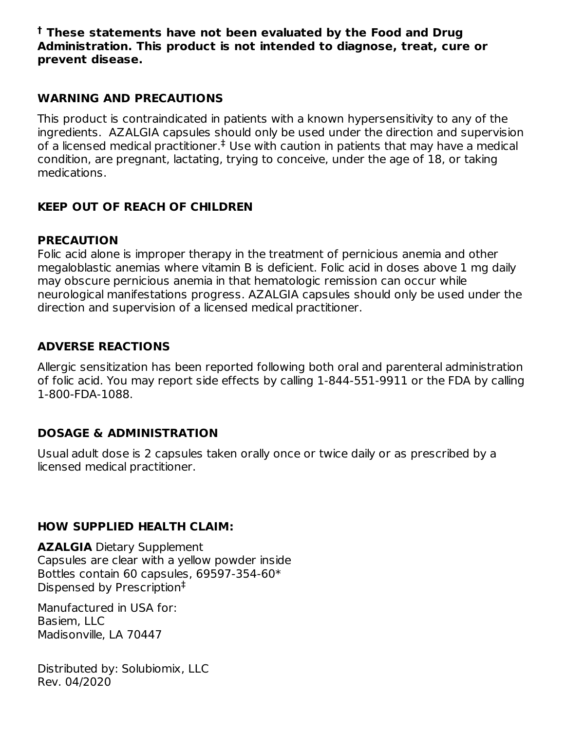**† These statements have not been evaluated by the Food and Drug Administration. This product is not intended to diagnose, treat, cure or prevent disease.**

## WARNING AND PRECAUTIONS

This product is contraindicated in patients with a known hypersensitivity to any of the ingredients. AZALGIA capsules should only be used under the direction and supervision of a licensed medical practitioner.‡ Use with caution in patients that may have a medical condition, are pregnant, lactating, trying to conceive, under the age of 18, or taking medications.

## KEEP OUT OF REACH OF CHILDREN

## PRECAUTION

Folic acid alone is improper therapy in the treatment of pernicious anemia and other megaloblastic anemias where vitamin B is deficient. Folic acid in doses above 1 mg daily may obscure pernicious anemia in that hematologic remission can occur while neurological manifestations progress. AZALGIA capsules should only be used under the direction and supervision of a licensed medical practitioner.

## ADVERSE REACTIONS

Allergic sensitization has been reported following both oral and parenteral administration of folic acid. You may report side effects by calling 1-844-551-9911 or the FDA by calling 1-800-FDA-1088.

## DOSAGE & ADMINISTRATION

Usual adult dose is 2 capsules taken orally once or twice daily or as prescribed by a licensed medical practitioner.

## HOW SUPPLIED HEALTH CLAIM:

**AZALGIA** Dietary Supplement
Capsules are clear with a yellow powder inside
Bottles contain 60 capsules, 69597-354-60*
Dispensed by Prescription‡

Manufactured in USA for:
Basiem, LLC
Madisonville, LA 70447

Distributed by: Solubiomix, LLC
Rev. 04/2020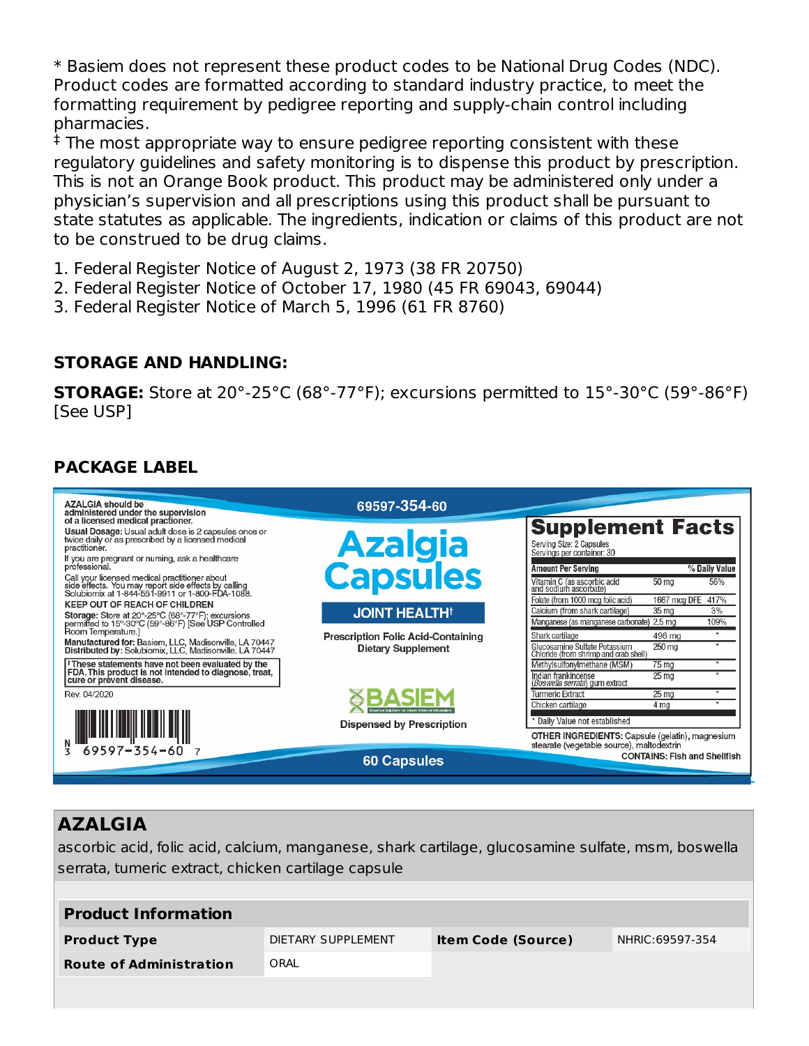* Basiem does not represent these product codes to be National Drug Codes (NDC). Product codes are formatted according to standard industry practice, to meet the formatting requirement by pedigree reporting and supply-chain control including pharmacies.

‡ The most appropriate way to ensure pedigree reporting consistent with these regulatory guidelines and safety monitoring is to dispense this product by prescription. This is not an Orange Book product. This product may be administered only under a physician's supervision and all prescriptions using this product shall be pursuant to state statutes as applicable. The ingredients, indication or claims of this product are not to be construed to be drug claims.

1. Federal Register Notice of August 2, 1973 (38 FR 20750)
2. Federal Register Notice of October 17, 1980 (45 FR 69043, 69044)
3. Federal Register Notice of March 5, 1996 (61 FR 8760)

## STORAGE AND HANDLING:

**STORAGE:** Store at 20°-25°C (68°-77°F); excursions permitted to 15°-30°C (59°-86°F) [See USP]

## PACKAGE LABEL

AZALGIA should be administered under the supervision of a licensed medical practioner.

**Usual Dosage:** Usual adult dose is 2 capsules once or twice daily or as prescribed by a licensed medical practitioner.

If you are pregnant or nursing, ask a healthcare professional.

Call your licensed medical practitioner about side effects. You may report side effects by calling Solubiomix at 1-844-551-9911 or 1-800-FDA-1088.

**KEEP OUT OF REACH OF CHILDREN**

**Storage:** Store at 20°-25°C (68°-77°F); excursions permitted to 15°-30°C (59°-86°F) [See USP Controlled Room Temperature.]

**Manufactured for:** Basiem, LLC, Madisonville, LA 70447
**Distributed by:** Solubiomix, LLC, Madisonville, LA 70447

†These statements have not been evaluated by the FDA. This product is not intended to diagnose, treat, cure or prevent disease.

Rev. 04/2020

N 3 69597-354-60 7

69597-354-60

**Azalgia Capsules**

**JOINT HEALTH†**

Prescription Folic Acid-Containing Dietary Supplement

BASIEM

Dispensed by Prescription

60 Capsules

**Supplement Facts**

Serving Size: 2 Capsules
Servings per container: 30

| Amount Per Serving | | % Daily Value |
|---|---|---|
| Vitamin C (as ascorbic acid and sodium ascorbate) | 50 mg | 56% |
| Folate (from 1000 mcg folic acid) | 1667 mcg DFE | 417% |
| Calcium (from shark cartilage) | 35 mg | 3% |
| Manganese (as manganese carbonate) | 2.5 mg | 109% |
| Shark cartilage | 496 mg | * |
| Glucosamine Sulfate Potassium Chloride (from shrimp and crab shell) | 250 mg | * |
| Methylsulfonylmethane (MSM) | 75 mg | * |
| Indian frankincense (*Boswella serrata*) gum extract | 25 mg | * |
| Turmeric Extract | 25 mg | * |
| Chicken cartilage | 4 mg | * |

* Daily Value not established

**OTHER INGREDIENTS:** Capsule (gelatin), magnesium stearate (vegetable source), maltodextrin

**CONTAINS:** Fish and Shellfish

## AZALGIA

ascorbic acid, folic acid, calcium, manganese, shark cartilage, glucosamine sulfate, msm, boswella serrata, tumeric extract, chicken cartilage capsule

| Product Information | | | |
|---|---|---|---|
| **Product Type** | DIETARY SUPPLEMENT | **Item Code (Source)** | NHRIC:69597-354 |
| **Route of Administration** | ORAL | | |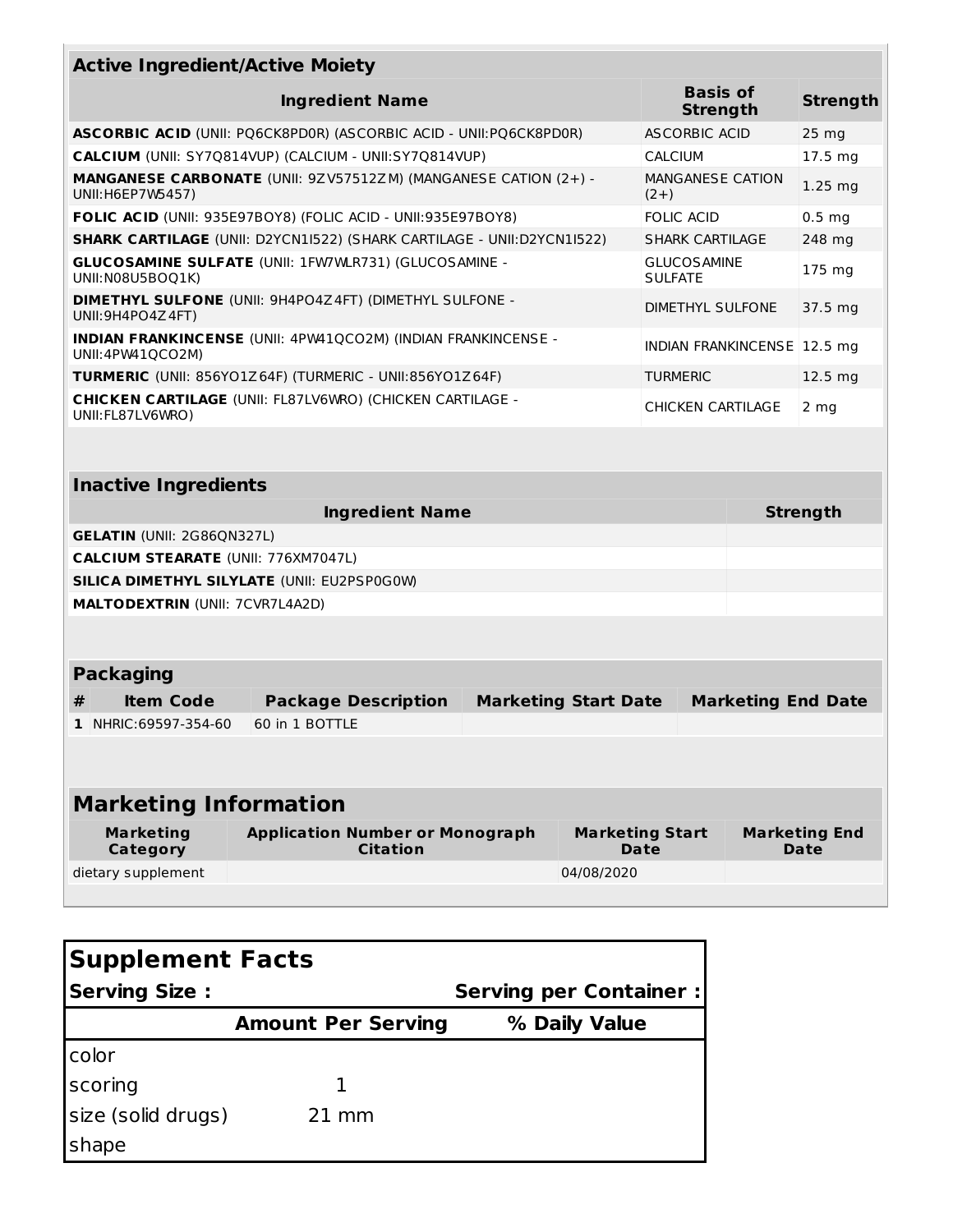## Active Ingredient/Active Moiety

| Ingredient Name | Basis of Strength | Strength |
|---|---|---|
| **ASCORBIC ACID** (UNII: PQ6CK8PD0R) (ASCORBIC ACID - UNII:PQ6CK8PD0R) | ASCORBIC ACID | 25 mg |
| **CALCIUM** (UNII: SY7Q814VUP) (CALCIUM - UNII:SY7Q814VUP) | CALCIUM | 17.5 mg |
| **MANGANESE CARBONATE** (UNII: 9ZV57512ZM) (MANGANESE CATION (2+) - UNII:H6EP7W5457) | MANGANESE CATION (2+) | 1.25 mg |
| **FOLIC ACID** (UNII: 935E97BOY8) (FOLIC ACID - UNII:935E97BOY8) | FOLIC ACID | 0.5 mg |
| **SHARK CARTILAGE** (UNII: D2YCN1I522) (SHARK CARTILAGE - UNII:D2YCN1I522) | SHARK CARTILAGE | 248 mg |
| **GLUCOSAMINE SULFATE** (UNII: 1FW7WLR731) (GLUCOSAMINE - UNII:N08U5BOQ1K) | GLUCOSAMINE SULFATE | 175 mg |
| **DIMETHYL SULFONE** (UNII: 9H4PO4Z4FT) (DIMETHYL SULFONE - UNII:9H4PO4Z4FT) | DIMETHYL SULFONE | 37.5 mg |
| **INDIAN FRANKINCENSE** (UNII: 4PW41QCO2M) (INDIAN FRANKINCENSE - UNII:4PW41QCO2M) | INDIAN FRANKINCENSE | 12.5 mg |
| **TURMERIC** (UNII: 856YO1Z64F) (TURMERIC - UNII:856YO1Z64F) | TURMERIC | 12.5 mg |
| **CHICKEN CARTILAGE** (UNII: FL87LV6WRO) (CHICKEN CARTILAGE - UNII:FL87LV6WRO) | CHICKEN CARTILAGE | 2 mg |

## Inactive Ingredients

| Ingredient Name | Strength |
|---|---|
| **GELATIN** (UNII: 2G86QN327L) | |
| **CALCIUM STEARATE** (UNII: 776XM7047L) | |
| **SILICA DIMETHYL SILYLATE** (UNII: EU2PSP0G0W) | |
| **MALTODEXTRIN** (UNII: 7CVR7L4A2D) | |

## Packaging

| # | Item Code | Package Description | Marketing Start Date | Marketing End Date |
|---|---|---|---|---|
| 1 | NHRIC:69597-354-60 | 60 in 1 BOTTLE | | |

## Marketing Information

| Marketing Category | Application Number or Monograph Citation | Marketing Start Date | Marketing End Date |
|---|---|---|---|
| dietary supplement | | 04/08/2020 | |

## Supplement Facts

| Serving Size : | | Serving per Container : |
|---|---|---|
| | **Amount Per Serving** | **% Daily Value** |
| color | | |
| scoring | 1 | |
| size (solid drugs) | 21 mm | |
| shape | | |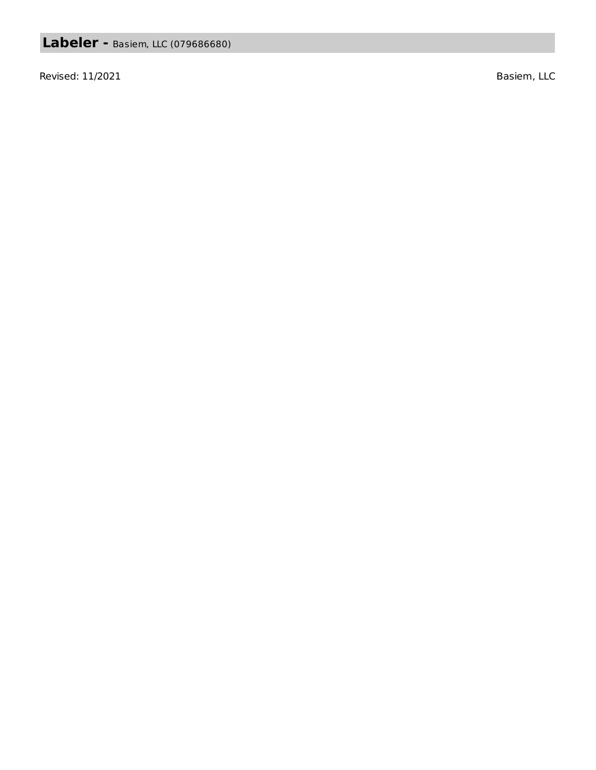## **Labeler -** Basiem, LLC (079686680)

Revised: 11/2021

Basiem, LLC